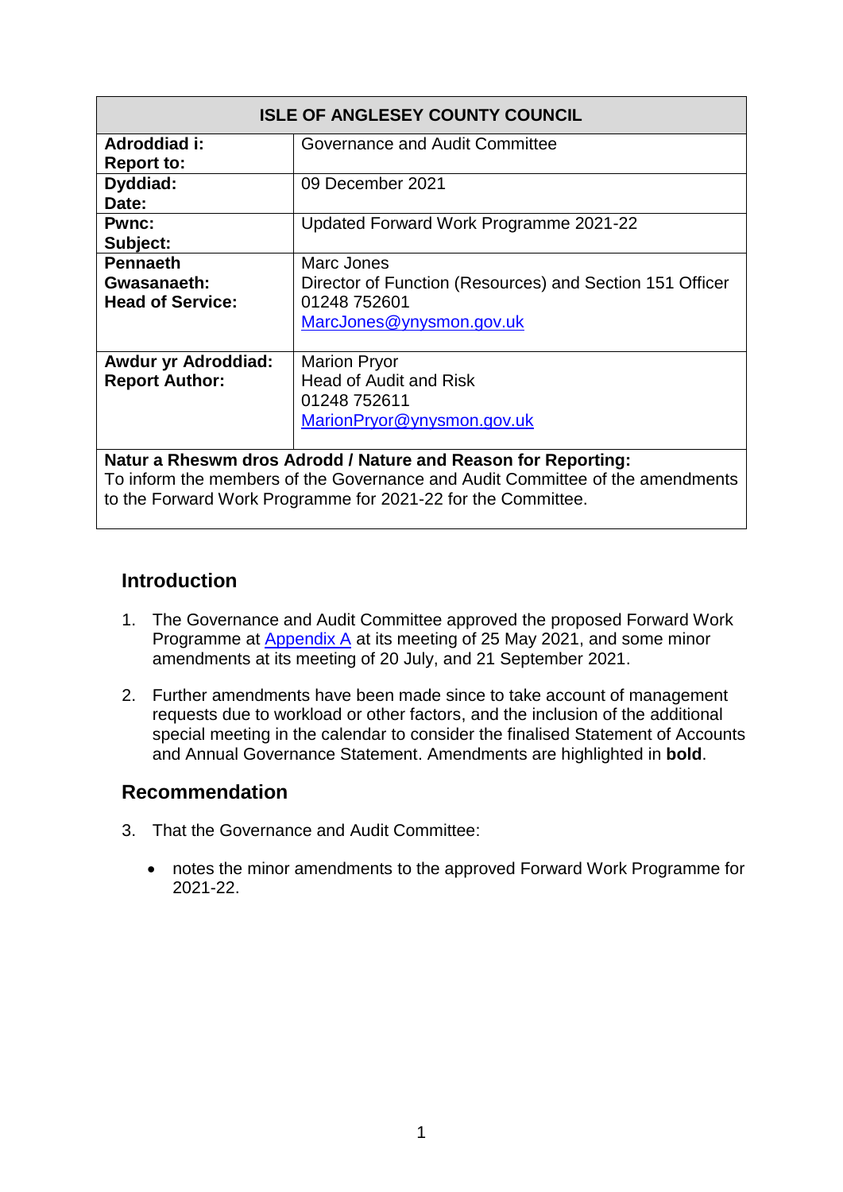| ISLE OF ANGLESEY COUNTY COUNCIL | |
|---|---|
| **Adroddiad i: Report to:** | Governance and Audit Committee |
| **Dyddiad: Date:** | 09 December 2021 |
| **Pwnc: Subject:** | Updated Forward Work Programme 2021-22 |
| **Pennaeth Gwasanaeth: Head of Service:** | Marc Jones<br>Director of Function (Resources) and Section 151 Officer<br>01248 752601<br>MarcJones@ynysmon.gov.uk |
| **Awdur yr Adroddiad: Report Author:** | Marion Pryor<br>Head of Audit and Risk<br>01248 752611<br>MarionPryor@ynysmon.gov.uk |
| **Natur a Rheswm dros Adrodd / Nature and Reason for Reporting:**<br>To inform the members of the Governance and Audit Committee of the amendments to the Forward Work Programme for 2021-22 for the Committee. | |

## Introduction

1. The Governance and Audit Committee approved the proposed Forward Work Programme at Appendix A at its meeting of 25 May 2021, and some minor amendments at its meeting of 20 July, and 21 September 2021.

2. Further amendments have been made since to take account of management requests due to workload or other factors, and the inclusion of the additional special meeting in the calendar to consider the finalised Statement of Accounts and Annual Governance Statement. Amendments are highlighted in **bold**.

## Recommendation

3. That the Governance and Audit Committee:

   - notes the minor amendments to the approved Forward Work Programme for 2021-22.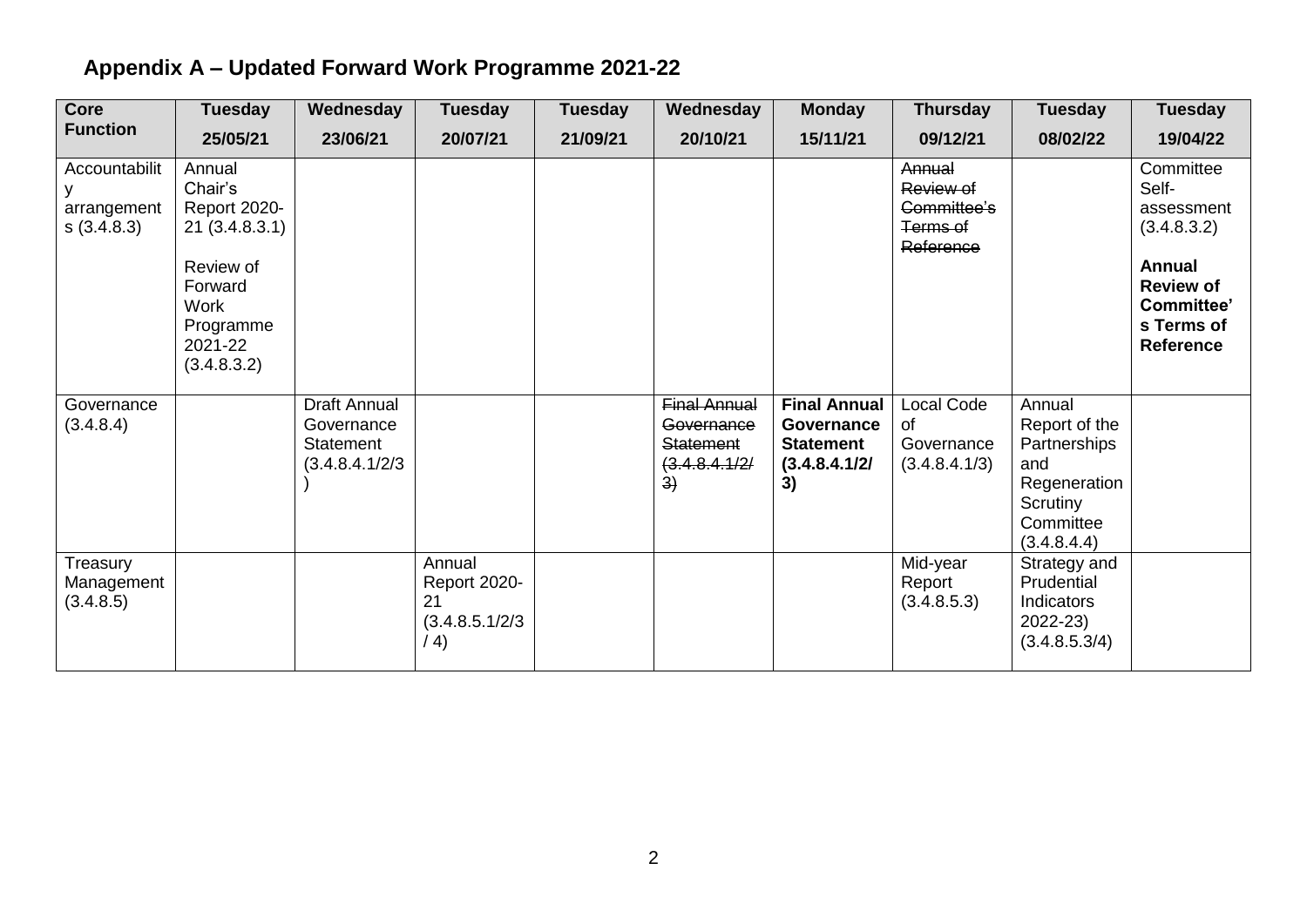## Appendix A – Updated Forward Work Programme 2021-22

| Core Function | Tuesday 25/05/21 | Wednesday 23/06/21 | Tuesday 20/07/21 | Tuesday 21/09/21 | Wednesday 20/10/21 | Monday 15/11/21 | Thursday 09/12/21 | Tuesday 08/02/22 | Tuesday 19/04/22 |
|---|---|---|---|---|---|---|---|---|---|
| Accountability arrangements (3.4.8.3) | Annual Chair's Report 2020-21 (3.4.8.3.1)<br><br>Review of Forward Work Programme 2021-22 (3.4.8.3.2) | | | | | | ~~Annual Review of Committee's Terms of Reference~~ | | Committee Self-assessment (3.4.8.3.2)<br><br>**Annual Review of Committee's Terms of Reference** |
| Governance (3.4.8.4) | | Draft Annual Governance Statement (3.4.8.4.1/2/3) | | | ~~Final Annual Governance Statement (3.4.8.4.1/2/3)~~ | **Final Annual Governance Statement (3.4.8.4.1/2/3)** | Local Code of Governance (3.4.8.4.1/3) | Annual Report of the Partnerships and Regeneration Scrutiny Committee (3.4.8.4.4) | |
| Treasury Management (3.4.8.5) | | | Annual Report 2020-21 (3.4.8.5.1/2/3 / 4) | | | | Mid-year Report (3.4.8.5.3) | Strategy and Prudential Indicators 2022-23) (3.4.8.5.3/4) | |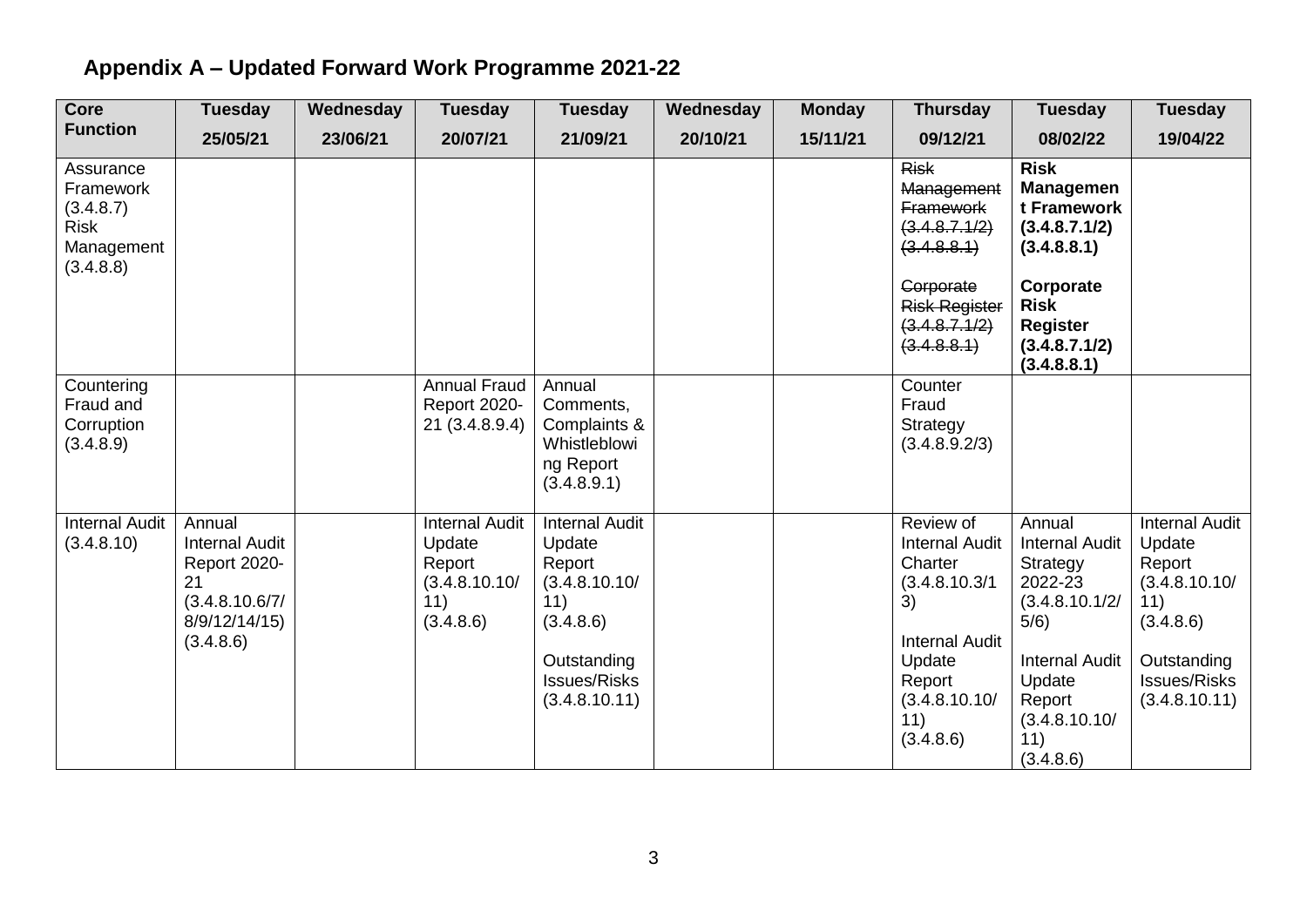## Appendix A – Updated Forward Work Programme 2021-22

| Core Function | Tuesday 25/05/21 | Wednesday 23/06/21 | Tuesday 20/07/21 | Tuesday 21/09/21 | Wednesday 20/10/21 | Monday 15/11/21 | Thursday 09/12/21 | Tuesday 08/02/22 | Tuesday 19/04/22 |
|---|---|---|---|---|---|---|---|---|---|
| Assurance Framework (3.4.8.7) Risk Management (3.4.8.8) | | | | | | | ~~Risk Management Framework (3.4.8.7.1/2) (3.4.8.8.1)~~<br><br>~~Corporate Risk Register (3.4.8.7.1/2) (3.4.8.8.1)~~ | **Risk Management Framework (3.4.8.7.1/2) (3.4.8.8.1)**<br><br>**Corporate Risk Register (3.4.8.7.1/2) (3.4.8.8.1)** | |
| Countering Fraud and Corruption (3.4.8.9) | | | Annual Fraud Report 2020-21 (3.4.8.9.4) | Annual Comments, Complaints & Whistleblowing Report (3.4.8.9.1) | | | Counter Fraud Strategy (3.4.8.9.2/3) | | |
| Internal Audit (3.4.8.10) | Annual Internal Audit Report 2020-21 (3.4.8.10.6/7/8/9/12/14/15) (3.4.8.6) | | Internal Audit Update Report (3.4.8.10.10/11) (3.4.8.6) | Internal Audit Update Report (3.4.8.10.10/11) (3.4.8.6)<br><br>Outstanding Issues/Risks (3.4.8.10.11) | | | Review of Internal Audit Charter (3.4.8.10.3/13)<br><br>Internal Audit Update Report (3.4.8.10.10/11) (3.4.8.6) | Annual Internal Audit Strategy 2022-23 (3.4.8.10.1/2/5/6)<br><br>Internal Audit Update Report (3.4.8.10.10/11) (3.4.8.6) | Internal Audit Update Report (3.4.8.10.10/11) (3.4.8.6)<br><br>Outstanding Issues/Risks (3.4.8.10.11) |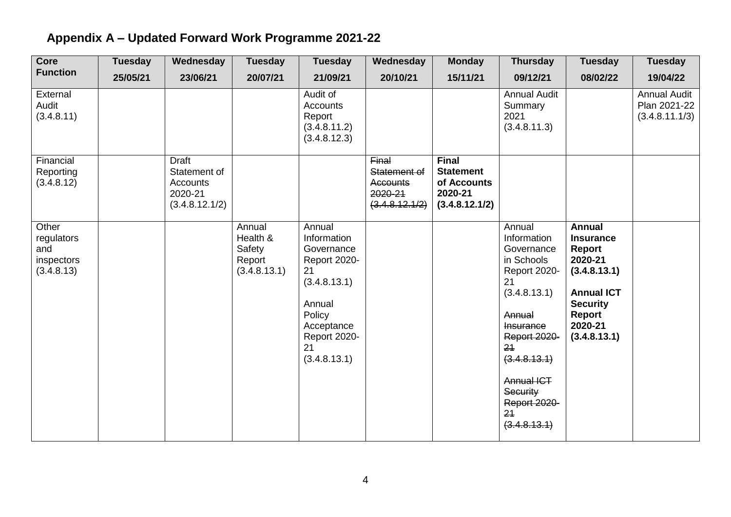## Appendix A – Updated Forward Work Programme 2021-22

| Core Function | Tuesday 25/05/21 | Wednesday 23/06/21 | Tuesday 20/07/21 | Tuesday 21/09/21 | Wednesday 20/10/21 | Monday 15/11/21 | Thursday 09/12/21 | Tuesday 08/02/22 | Tuesday 19/04/22 |
|---|---|---|---|---|---|---|---|---|---|
| External Audit (3.4.8.11) | | | | Audit of Accounts Report (3.4.8.11.2) (3.4.8.12.3) | | | Annual Audit Summary 2021 (3.4.8.11.3) | | Annual Audit Plan 2021-22 (3.4.8.11.1/3) |
| Financial Reporting (3.4.8.12) | | Draft Statement of Accounts 2020-21 (3.4.8.12.1/2) | | | ~~Final Statement of Accounts 2020-21 (3.4.8.12.1/2)~~ | **Final Statement of Accounts 2020-21 (3.4.8.12.1/2)** | | | |
| Other regulators and inspectors (3.4.8.13) | | | Annual Health & Safety Report (3.4.8.13.1) | Annual Information Governance Report 2020-21 (3.4.8.13.1)<br><br>Annual Policy Acceptance Report 2020-21 (3.4.8.13.1) | | | Annual Information Governance in Schools Report 2020-21 (3.4.8.13.1)<br><br>~~Annual Insurance Report 2020-21 (3.4.8.13.1)~~<br><br>~~Annual ICT Security Report 2020-21 (3.4.8.13.1)~~ | **Annual Insurance Report 2020-21 (3.4.8.13.1)**<br><br>**Annual ICT Security Report 2020-21 (3.4.8.13.1)** | |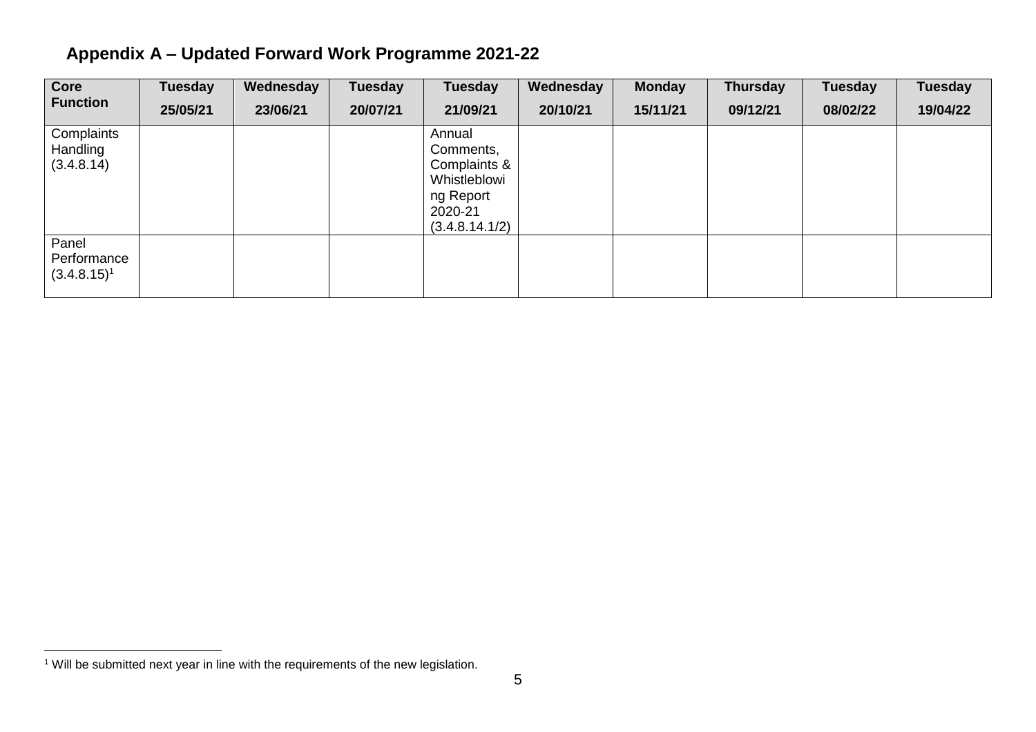## Appendix A – Updated Forward Work Programme 2021-22

| Core Function | Tuesday 25/05/21 | Wednesday 23/06/21 | Tuesday 20/07/21 | Tuesday 21/09/21 | Wednesday 20/10/21 | Monday 15/11/21 | Thursday 09/12/21 | Tuesday 08/02/22 | Tuesday 19/04/22 |
|---|---|---|---|---|---|---|---|---|---|
| Complaints Handling (3.4.8.14) | | | | Annual Comments, Complaints & Whistleblowing Report 2020-21 (3.4.8.14.1/2) | | | | | |
| Panel Performance (3.4.8.15)[1] | | | | | | | | | |

[1] Will be submitted next year in line with the requirements of the new legislation.